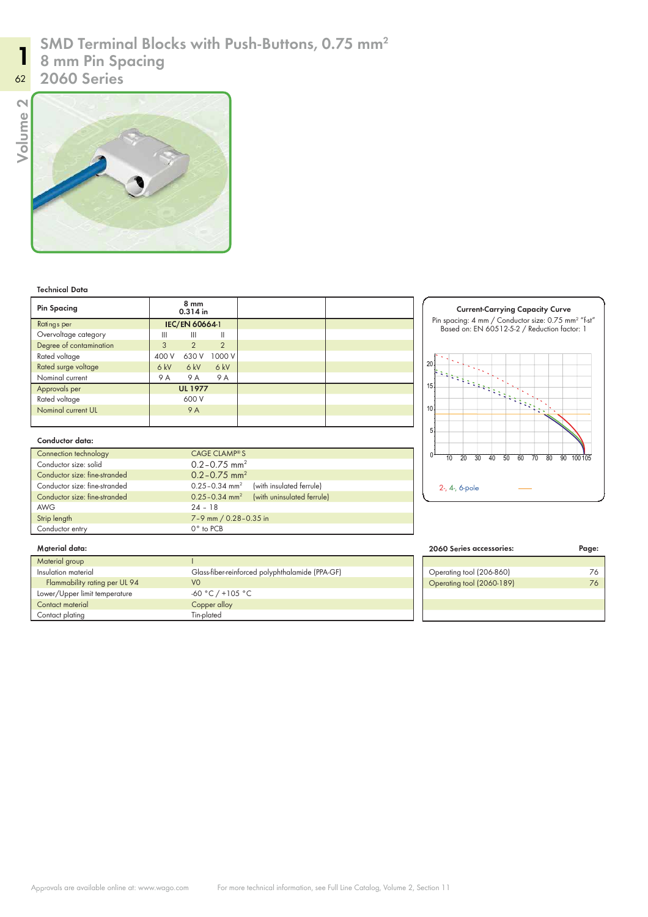# SMD Terminal Blocks with Push-Buttons, 0.75 mm$^2$
# 8 mm Pin Spacing
# 2060 Series

### Technical Data

| Pin Spacing | 8 mm 0.314 in | | | | |
|---|---|---|---|---|---|
| Ratings per | IEC/EN 60664-1 | | | | |
| Overvoltage category | III | III | II | | |
| Degree of contamination | 3 | 2 | 2 | | |
| Rated voltage | 400 V | 630 V | 1000 V | | |
| Rated surge voltage | 6 kV | 6 kV | 6 kV | | |
| Nominal current | 9 A | 9 A | 9 A | | |
| Approvals per | UL 1977 | | | | |
| Rated voltage | 600 V | | | | |
| Nominal current UL | 9 A | | | | |

**Current-Carrying Capacity Curve**

Pin spacing: 4 mm / Conductor size: 0.75 mm$^2$ "f-st"
Based on: EN 60512-5-2 / Reduction factor: 1

2-, 4-, 6-pole

### Conductor data:

| | |
|---|---|
| Connection technology | CAGE CLAMP® S |
| Conductor size: solid | 0.2 – 0.75 mm$^2$ |
| Conductor size: fine-stranded | 0.2 – 0.75 mm$^2$ |
| Conductor size: fine-stranded | 0.25 – 0.34 mm$^2$ (with insulated ferrule) |
| Conductor size: fine-stranded | 0.25 – 0.34 mm$^2$ (with uninsulated ferrule) |
| AWG | 24 – 18 |
| Strip length | 7 – 9 mm / 0.28 – 0.35 in |
| Conductor entry | 0° to PCB |

### Material data:

| | |
|---|---|
| Material group | I |
| Insulation material | Glass-fiber-reinforced polyphthalamide (PPA-GF) |
| Flammability rating per UL 94 | V0 |
| Lower/Upper limit temperature | -60 °C / +105 °C |
| Contact material | Copper alloy |
| Contact plating | Tin-plated |

| 2060 Series accessories: | Page: |
|---|---|
| Operating tool (206-860) | 76 |
| Operating tool (2060-189) | 76 |

Approvals are available online at: www.wago.com

For more technical information, see Full Line Catalog, Volume 2, Section 11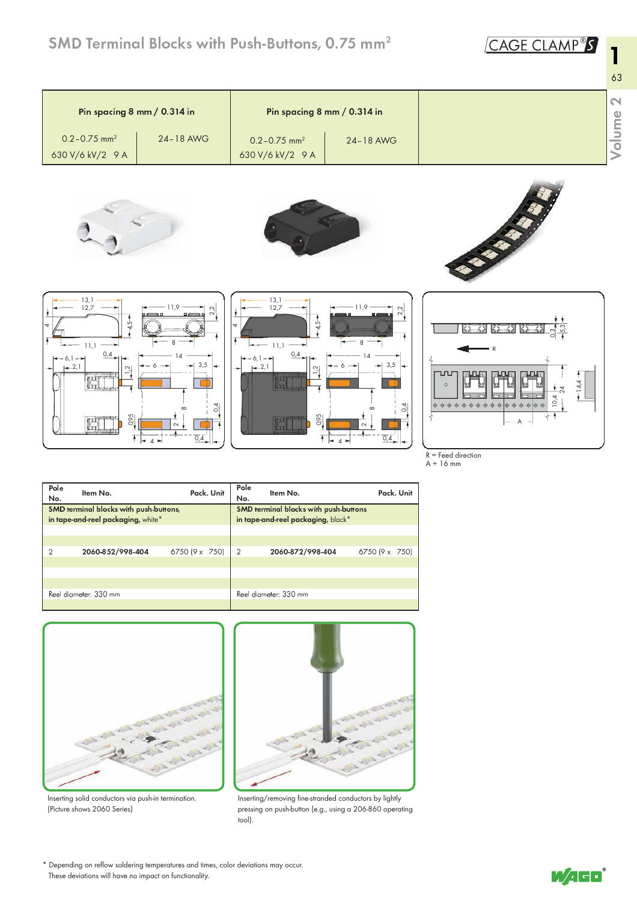# SMD Terminal Blocks with Push-Buttons, 0.75 mm²

CAGE CLAMP®S

| Pin spacing 8 mm / 0.314 in | | Pin spacing 8 mm / 0.314 in | | |
|---|---|---|---|---|
| 0.2–0.75 mm² 630 V/6 kV/2 9 A | 24–18 AWG | 0.2–0.75 mm² 630 V/6 kV/2 9 A | 24–18 AWG | |

R = Feed direction
A + 16 mm

| Pole No. | Item No. | Pack. Unit | Pole No. | Item No. | Pack. Unit |
|---|---|---|---|---|---|
| **SMD terminal blocks with push-buttons, in tape-and-reel packaging**, white* | | | **SMD terminal blocks with push-buttons in tape-and-reel packaging**, black* | | |
| 2 | **2060-852/998-404** | 6750 (9 x 750) | 2 | **2060-872/998-404** | 6750 (9 x 750) |
| Reel diameter: 330 mm | | | Reel diameter: 330 mm | | |

Inserting solid conductors via push-in termination. (Picture shows 2060 Series)

Inserting/removing fine-stranded conductors by lightly pressing on push-button (e.g., using a 206-860 operating tool).

\* Depending on reflow soldering temperatures and times, color deviations may occur. These deviations will have no impact on functionality.